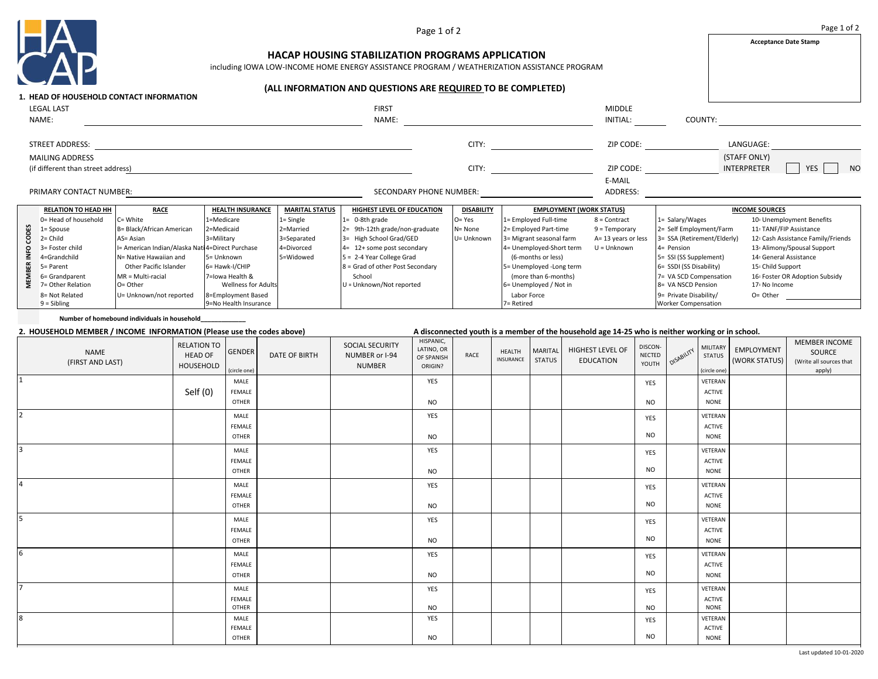# HACAP HOUSING STABILIZATION PROGRAMS APPLICATION

including IOWA LOW-INCOME HOME ENERGY ASSISTANCE PROGRAM / WEATHERIZATION ASSISTANCE PROGRAM

**(ALL INFORMATION AND QUESTIONS ARE REQUIRED TO BE COMPLETED)**

Acceptance Date Stamp

## 1. HEAD OF HOUSEHOLD CONTACT INFORMATION

LEGAL LAST NAME: ____________ FIRST NAME: ____________ MIDDLE INITIAL: ______ COUNTY: ____________

STREET ADDRESS: ____________ CITY: ____________ ZIP CODE: ____________ LANGUAGE: ____________

MAILING ADDRESS (if different than street address) ____________ CITY: ____________ ZIP CODE: ____________ (STAFF ONLY) INTERPRETER ☐ YES ☐ NO

PRIMARY CONTACT NUMBER: ____________ SECONDARY PHONE NUMBER: ____________ E-MAIL ADDRESS: ____________

**MEMBER INFO CODES**

| RELATION TO HEAD HH | RACE | HEALTH INSURANCE | MARITAL STATUS | HIGHEST LEVEL OF EDUCATION | DISABILITY | EMPLOYMENT (WORK STATUS) | | INCOME SOURCES | |
|---|---|---|---|---|---|---|---|---|---|
| 0= Head of household | C= White | 1=Medicare | 1= Single | 1= 0-8th grade | O= Yes | 1= Employed Full-time | 8 = Contract | 1= Salary/Wages | 10: Unemployment Benefits |
| 1= Spouse | B= Black/African American | 2=Medicaid | 2=Married | 2= 9th-12th grade/non-graduate | N= None | 2= Employed Part-time | 9 = Temporary | 2= Self Employment/Farm | 11: TANF/FIP Assistance |
| 2= Child | AS= Asian | 3=Military | 3=Separated | 3= High School Grad/GED | U= Unknown | 3= Migrant seasonal farm | A= 13 years or less | 3= SSA (Retirement/Elderly) | 12: Cash Assistance Family/Friends |
| 3= Foster child | I= American Indian/Alaska Native | 4=Direct Purchase | 4=Divorced | 4= 12+ some post secondary | | 4= Unemployed-Short term (6-months or less) | U = Unknown | 4= Pension | 13: Alimony/Spousal Support |
| 4=Grandchild | N= Native Hawaiian and Other Pacific Islander | 5= Unknown | 5=Widowed | 5 = 2-4 Year College Grad | | 5= Unemployed -Long term (more than 6-months) | | 5= SSI (SS Supplement) | 14: General Assistance |
| 5= Parent | MR = Multi-racial | 6= Hawk-I/CHIP | | 8 = Grad of other Post Secondary School | | 6= Unemployed / Not in Labor Force | | 6= SSDI (SS Disability) | 15: Child Support |
| 6= Grandparent | O= Other | 7=Iowa Health & Wellness for Adults | | U = Unknown/Not reported | | 7= Retired | | 7= VA SCD Compensation | 16: Foster OR Adoption Subsidy |
| 7= Other Relation | U= Unknown/not reported | 8=Employment Based | | | | | | 8= VA NSCD Pension | 17: No Income |
| 8= Not Related | | 9=No Health Insurance | | | | | | 9= Private Disability/ Worker Compensation | O= Other ________ |
| 9 = Sibling | | | | | | | | | |

**Number of homebound individuals in household____________**

## 2. HOUSEHOLD MEMBER / INCOME INFORMATION (Please use the codes above)

**A disconnected youth is a member of the household age 14-25 who is neither working or in school.**

| | NAME (FIRST AND LAST) | RELATION TO HEAD OF HOUSEHOLD | GENDER (circle one) | DATE OF BIRTH | SOCIAL SECURITY NUMBER or I-94 NUMBER | HISPANIC, LATINO, OR OF SPANISH ORIGIN? | RACE | HEALTH INSURANCE | MARITAL STATUS | HIGHEST LEVEL OF EDUCATION | DISCONNECTED YOUTH | DISABILITY | MILITARY STATUS (circle one) | EMPLOYMENT (WORK STATUS) | MEMBER INCOME SOURCE (Write all sources that apply) |
|---|---|---|---|---|---|---|---|---|---|---|---|---|---|---|---|
| 1 | | Self (0) | MALE FEMALE OTHER | | | YES NO | | | | | YES NO | | VETERAN ACTIVE NONE | | |
| 2 | | | MALE FEMALE OTHER | | | YES NO | | | | | YES NO | | VETERAN ACTIVE NONE | | |
| 3 | | | MALE FEMALE OTHER | | | YES NO | | | | | YES NO | | VETERAN ACTIVE NONE | | |
| 4 | | | MALE FEMALE OTHER | | | YES NO | | | | | YES NO | | VETERAN ACTIVE NONE | | |
| 5 | | | MALE FEMALE OTHER | | | YES NO | | | | | YES NO | | VETERAN ACTIVE NONE | | |
| 6 | | | MALE FEMALE OTHER | | | YES NO | | | | | YES NO | | VETERAN ACTIVE NONE | | |
| 7 | | | MALE FEMALE OTHER | | | YES NO | | | | | YES NO | | VETERAN ACTIVE NONE | | |
| 8 | | | MALE FEMALE OTHER | | | YES NO | | | | | YES NO | | VETERAN ACTIVE NONE | | |

Last updated 10-01-2020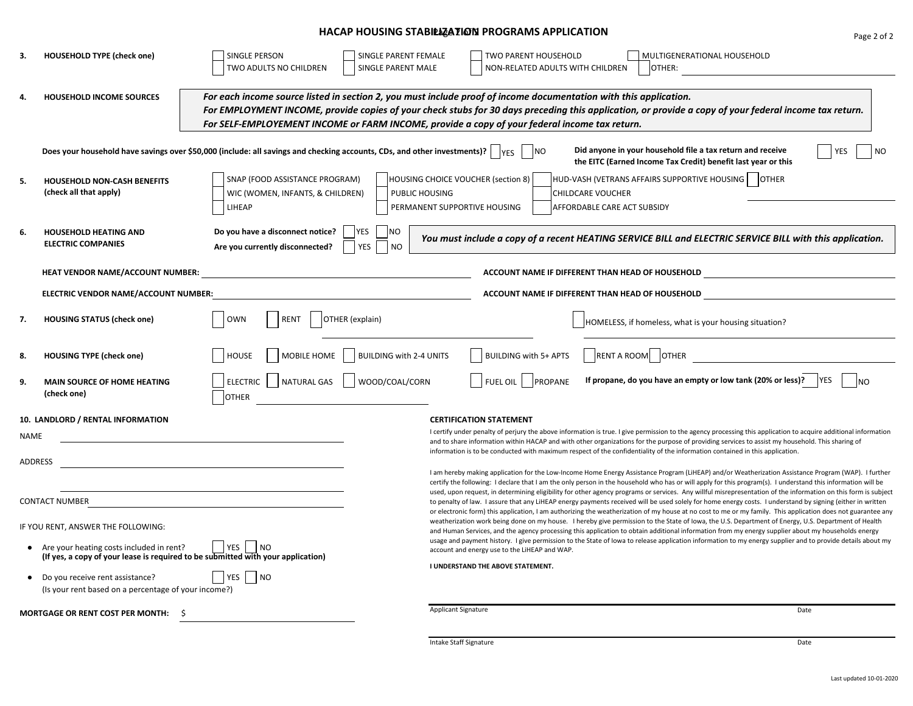# HACAP HOUSING STABILIZATION PROGRAMS APPLICATION

**3. HOUSEHOLD TYPE (check one)**

☐ SINGLE PERSON ☐ SINGLE PARENT FEMALE ☐ TWO PARENT HOUSEHOLD ☐ MULTIGENERATIONAL HOUSEHOLD
☐ TWO ADULTS NO CHILDREN ☐ SINGLE PARENT MALE ☐ NON-RELATED ADULTS WITH CHILDREN ☐ OTHER: ____________

**4. HOUSEHOLD INCOME SOURCES**

***For each income source listed in section 2, you must include proof of income documentation with this application.***
***For EMPLOYMENT INCOME, provide copies of your check stubs for 30 days preceding this application, or provide a copy of your federal income tax return.***
***For SELF-EMPLOYEMENT INCOME or FARM INCOME, provide a copy of your federal income tax return.***

**Does your household have savings over $50,000 (include: all savings and checking accounts, CDs, and other investments)?** ☐ YES ☐ NO

**Did anyone in your household file a tax return and receive the EITC (Earned Income Tax Credit) benefit last year or this** ☐ YES ☐ NO

**5. HOUSEHOLD NON-CASH BENEFITS (check all that apply)**

☐ SNAP (FOOD ASSISTANCE PROGRAM) ☐ HOUSING CHOICE VOUCHER (section 8) ☐ HUD-VASH (VETRANS AFFAIRS SUPPORTIVE HOUSING ☐ OTHER ____________
☐ WIC (WOMEN, INFANTS, & CHILDREN) ☐ PUBLIC HOUSING ☐ CHILDCARE VOUCHER
☐ LIHEAP ☐ PERMANENT SUPPORTIVE HOUSING ☐ AFFORDABLE CARE ACT SUBSIDY

**6. HOUSEHOLD HEATING AND ELECTRIC COMPANIES**

**Do you have a disconnect notice?** ☐ YES ☐ NO
**Are you currently disconnected?** ☐ YES ☐ NO

***You must include a copy of a recent HEATING SERVICE BILL and ELECTRIC SERVICE BILL with this application.***

**HEAT VENDOR NAME/ACCOUNT NUMBER:** ____________ **ACCOUNT NAME IF DIFFERENT THAN HEAD OF HOUSEHOLD** ____________

**ELECTRIC VENDOR NAME/ACCOUNT NUMBER:** ____________ **ACCOUNT NAME IF DIFFERENT THAN HEAD OF HOUSEHOLD** ____________

**7. HOUSING STATUS (check one)**

☐ OWN ☐ RENT ☐ OTHER (explain) ____________ ☐ HOMELESS, if homeless, what is your housing situation? ____________

**8. HOUSING TYPE (check one)**

☐ HOUSE ☐ MOBILE HOME ☐ BUILDING with 2-4 UNITS ☐ BUILDING with 5+ APTS ☐ RENT A ROOM ☐ OTHER ____________

**9. MAIN SOURCE OF HOME HEATING (check one)**

☐ ELECTRIC ☐ NATURAL GAS ☐ WOOD/COAL/CORN ☐ FUEL OIL ☐ PROPANE
☐ OTHER ____________

**If propane, do you have an empty or low tank (20% or less)?** ☐ YES ☐ NO

**10. LANDLORD / RENTAL INFORMATION**

NAME ____________

ADDRESS ____________

____________

CONTACT NUMBER ____________

IF YOU RENT, ANSWER THE FOLLOWING:

- Are your heating costs included in rent? ☐ YES ☐ NO
  **(If yes, a copy of your lease is required to be submitted with your application)**
- Do you receive rent assistance? ☐ YES ☐ NO
  (Is your rent based on a percentage of your income?)

**MORTGAGE OR RENT COST PER MONTH:** $ ____________

**CERTIFICATION STATEMENT**

I certify under penalty of perjury the above information is true. I give permission to the agency processing this application to acquire additional information and to share information within HACAP and with other organizations for the purpose of providing services to assist my household. This sharing of information is to be conducted with maximum respect of the confidentiality of the information contained in this application.

I am hereby making application for the Low-Income Home Energy Assistance Program (LiHEAP) and/or Weatherization Assistance Program (WAP). I further certify the following: I declare that I am the only person in the household who has or will apply for this program(s). I understand this information will be used, upon request, in determining eligibility for other agency programs or services. Any willful misrepresentation of the information on this form is subject to penalty of law. I assure that any LiHEAP energy payments received will be used solely for home energy costs. I understand by signing (either in written or electronic form) this application, I am authorizing the weatherization of my house at no cost to me or my family. This application does not guarantee any weatherization work being done on my house. I hereby give permission to the State of Iowa, the U.S. Department of Energy, U.S. Department of Health and Human Services, and the agency processing this application to obtain additional information from my energy supplier about my households energy usage and payment history. I give permission to the State of Iowa to release application information to my energy supplier and to provide details about my account and energy use to the LiHEAP and WAP.

**I UNDERSTAND THE ABOVE STATEMENT.**

____________
Applicant Signature Date

____________
Intake Staff Signature Date

Last updated 10-01-2020